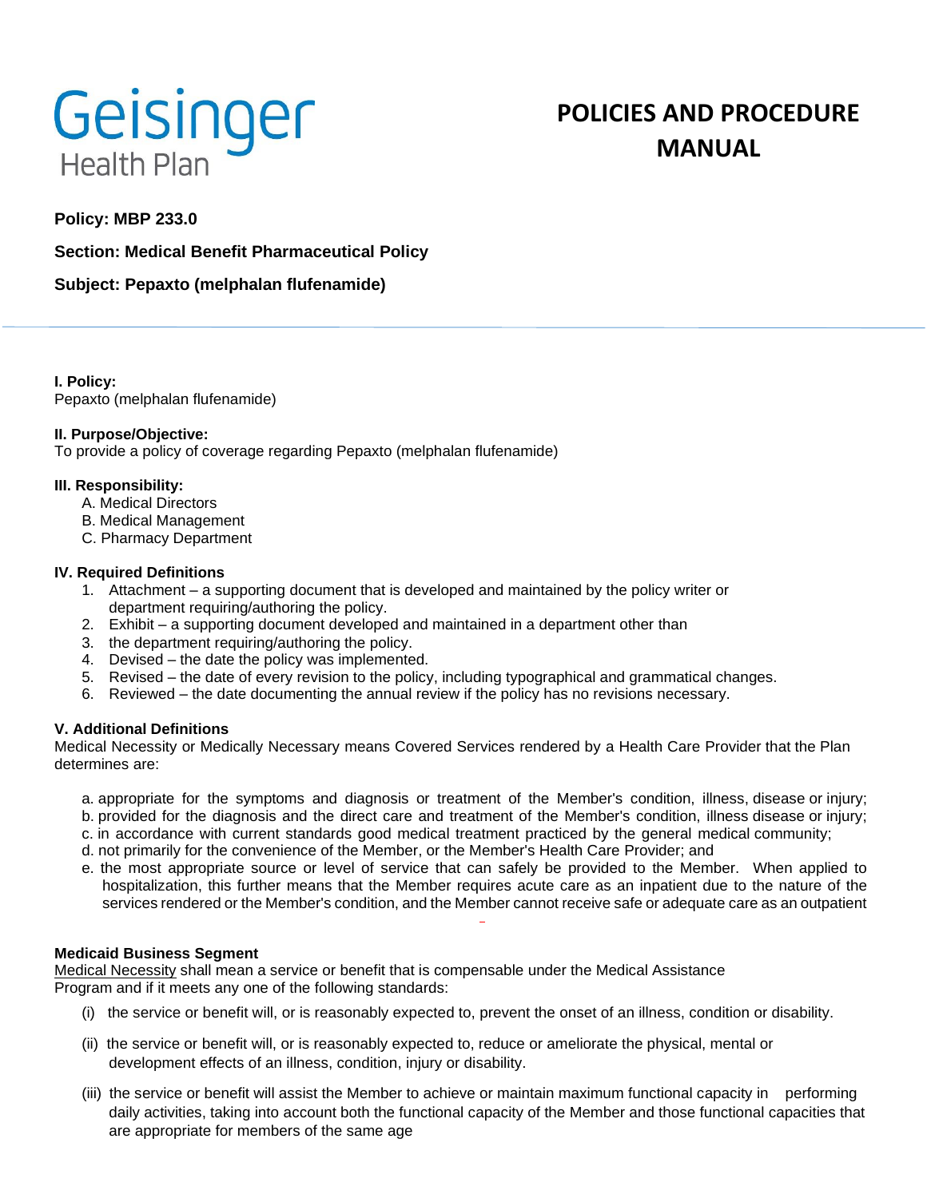Geisinger Health Plan

# POLICIES AND PROCEDURE MANUAL

**Policy: MBP 233.0**

**Section: Medical Benefit Pharmaceutical Policy**

**Subject: Pepaxto (melphalan flufenamide)**

**I. Policy:**
Pepaxto (melphalan flufenamide)

**II. Purpose/Objective:**
To provide a policy of coverage regarding Pepaxto (melphalan flufenamide)

**III. Responsibility:**

A. Medical Directors
B. Medical Management
C. Pharmacy Department

**IV. Required Definitions**

1. Attachment – a supporting document that is developed and maintained by the policy writer or department requiring/authoring the policy.
2. Exhibit – a supporting document developed and maintained in a department other than
3. the department requiring/authoring the policy.
4. Devised – the date the policy was implemented.
5. Revised – the date of every revision to the policy, including typographical and grammatical changes.
6. Reviewed – the date documenting the annual review if the policy has no revisions necessary.

**V. Additional Definitions**
Medical Necessity or Medically Necessary means Covered Services rendered by a Health Care Provider that the Plan determines are:

a. appropriate for the symptoms and diagnosis or treatment of the Member's condition, illness, disease or injury;
b. provided for the diagnosis and the direct care and treatment of the Member's condition, illness disease or injury;
c. in accordance with current standards good medical treatment practiced by the general medical community;
d. not primarily for the convenience of the Member, or the Member's Health Care Provider; and
e. the most appropriate source or level of service that can safely be provided to the Member. When applied to hospitalization, this further means that the Member requires acute care as an inpatient due to the nature of the services rendered or the Member's condition, and the Member cannot receive safe or adequate care as an outpatient

**Medicaid Business Segment**
Medical Necessity shall mean a service or benefit that is compensable under the Medical Assistance Program and if it meets any one of the following standards:

(i) the service or benefit will, or is reasonably expected to, prevent the onset of an illness, condition or disability.

(ii) the service or benefit will, or is reasonably expected to, reduce or ameliorate the physical, mental or development effects of an illness, condition, injury or disability.

(iii) the service or benefit will assist the Member to achieve or maintain maximum functional capacity in performing daily activities, taking into account both the functional capacity of the Member and those functional capacities that are appropriate for members of the same age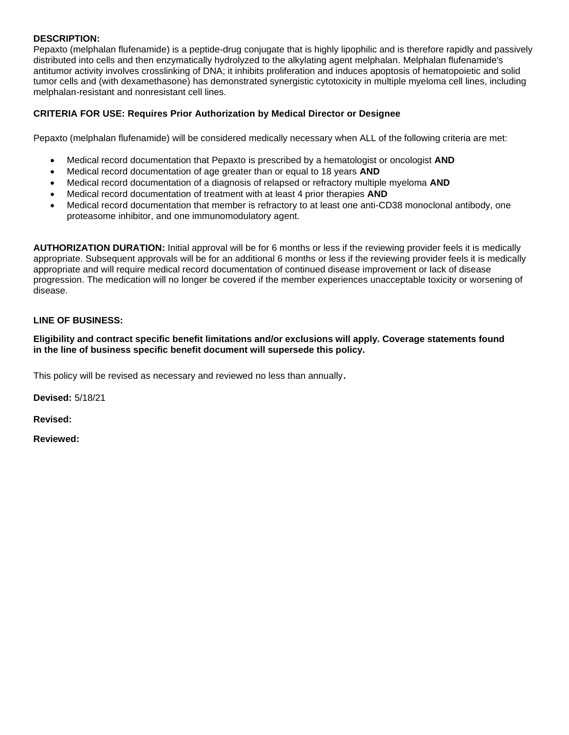**DESCRIPTION:**
Pepaxto (melphalan flufenamide) is a peptide-drug conjugate that is highly lipophilic and is therefore rapidly and passively distributed into cells and then enzymatically hydrolyzed to the alkylating agent melphalan. Melphalan flufenamide's antitumor activity involves crosslinking of DNA; it inhibits proliferation and induces apoptosis of hematopoietic and solid tumor cells and (with dexamethasone) has demonstrated synergistic cytotoxicity in multiple myeloma cell lines, including melphalan-resistant and nonresistant cell lines.

**CRITERIA FOR USE: Requires Prior Authorization by Medical Director or Designee**

Pepaxto (melphalan flufenamide) will be considered medically necessary when ALL of the following criteria are met:

- Medical record documentation that Pepaxto is prescribed by a hematologist or oncologist **AND**
- Medical record documentation of age greater than or equal to 18 years **AND**
- Medical record documentation of a diagnosis of relapsed or refractory multiple myeloma **AND**
- Medical record documentation of treatment with at least 4 prior therapies **AND**
- Medical record documentation that member is refractory to at least one anti-CD38 monoclonal antibody, one proteasome inhibitor, and one immunomodulatory agent.

**AUTHORIZATION DURATION:** Initial approval will be for 6 months or less if the reviewing provider feels it is medically appropriate. Subsequent approvals will be for an additional 6 months or less if the reviewing provider feels it is medically appropriate and will require medical record documentation of continued disease improvement or lack of disease progression. The medication will no longer be covered if the member experiences unacceptable toxicity or worsening of disease.

**LINE OF BUSINESS:**

**Eligibility and contract specific benefit limitations and/or exclusions will apply. Coverage statements found in the line of business specific benefit document will supersede this policy.**

This policy will be revised as necessary and reviewed no less than annually.

**Devised:** 5/18/21

**Revised:**

**Reviewed:**